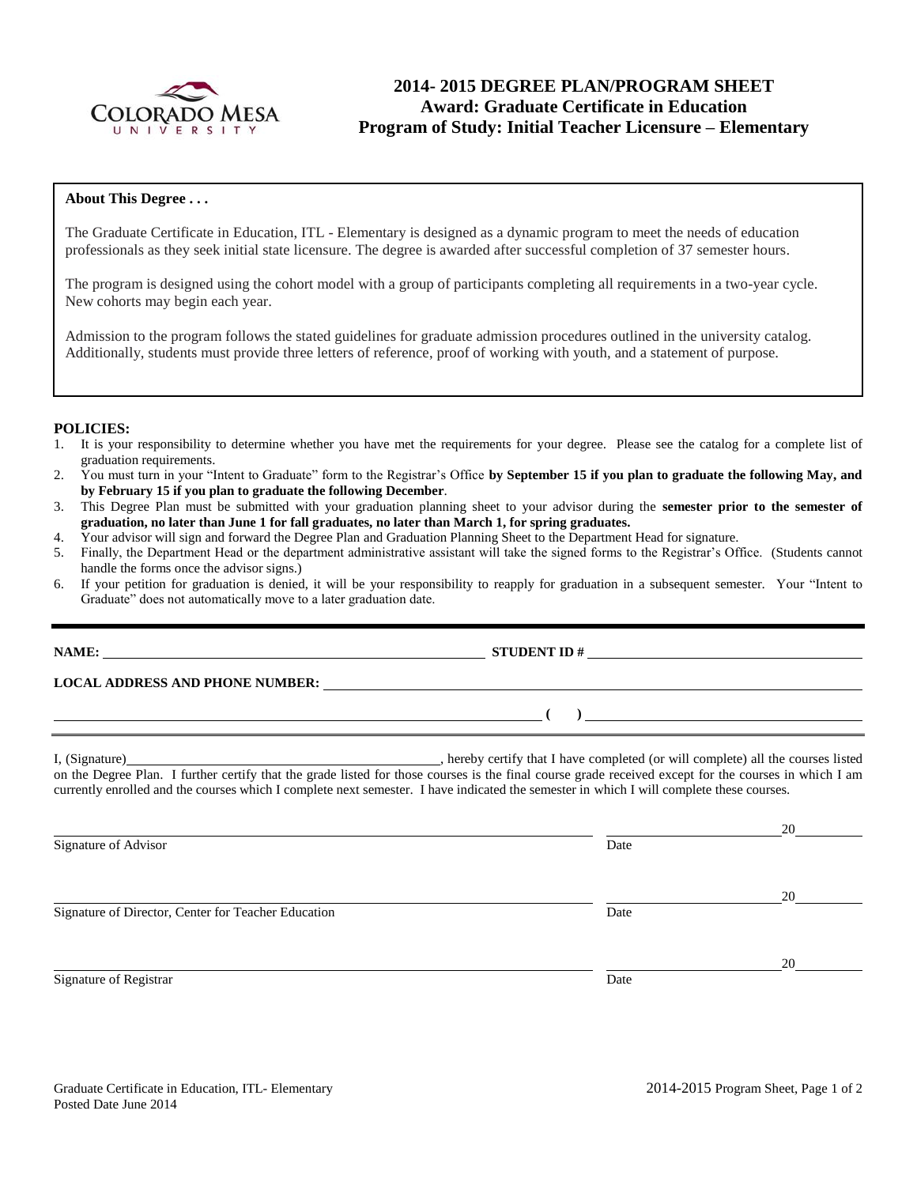# 2014- 2015 DEGREE PLAN/PROGRAM SHEET
## Award: Graduate Certificate in Education
## Program of Study: Initial Teacher Licensure – Elementary

**About This Degree . . .**

The Graduate Certificate in Education, ITL - Elementary is designed as a dynamic program to meet the needs of education professionals as they seek initial state licensure. The degree is awarded after successful completion of 37 semester hours.

The program is designed using the cohort model with a group of participants completing all requirements in a two-year cycle. New cohorts may begin each year.

Admission to the program follows the stated guidelines for graduate admission procedures outlined in the university catalog. Additionally, students must provide three letters of reference, proof of working with youth, and a statement of purpose.

**POLICIES:**

1. It is your responsibility to determine whether you have met the requirements for your degree. Please see the catalog for a complete list of graduation requirements.
2. You must turn in your "Intent to Graduate" form to the Registrar's Office **by September 15 if you plan to graduate the following May, and by February 15 if you plan to graduate the following December**.
3. This Degree Plan must be submitted with your graduation planning sheet to your advisor during the **semester prior to the semester of graduation, no later than June 1 for fall graduates, no later than March 1, for spring graduates.**
4. Your advisor will sign and forward the Degree Plan and Graduation Planning Sheet to the Department Head for signature.
5. Finally, the Department Head or the department administrative assistant will take the signed forms to the Registrar's Office. (Students cannot handle the forms once the advisor signs.)
6. If your petition for graduation is denied, it will be your responsibility to reapply for graduation in a subsequent semester. Your "Intent to Graduate" does not automatically move to a later graduation date.

**NAME:** ______________________________ **STUDENT ID #** ______________________________

**LOCAL ADDRESS AND PHONE NUMBER:** ______________________________

______________________________ **( )** ______________________________

I, (Signature)______________________________, hereby certify that I have completed (or will complete) all the courses listed on the Degree Plan. I further certify that the grade listed for those courses is the final course grade received except for the courses in which I am currently enrolled and the courses which I complete next semester. I have indicated the semester in which I will complete these courses.

______________________________ ______________ 20______
Signature of Advisor Date

______________________________ ______________ 20______
Signature of Director, Center for Teacher Education Date

______________________________ ______________ 20______
Signature of Registrar Date

Graduate Certificate in Education, ITL- Elementary
Posted Date June 2014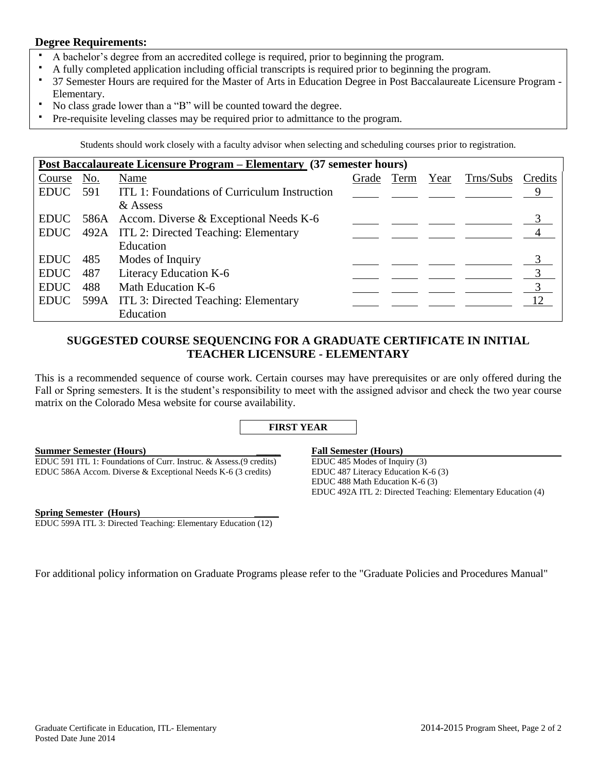**Degree Requirements:**

- A bachelor's degree from an accredited college is required, prior to beginning the program.
- A fully completed application including official transcripts is required prior to beginning the program.
- 37 Semester Hours are required for the Master of Arts in Education Degree in Post Baccalaureate Licensure Program - Elementary.
- No class grade lower than a "B" will be counted toward the degree.
- Pre-requisite leveling classes may be required prior to admittance to the program.

Students should work closely with a faculty advisor when selecting and scheduling courses prior to registration.

**Post Baccalaureate Licensure Program – Elementary (37 semester hours)**

| Course | No. | Name | Grade | Term | Year | Trns/Subs | Credits |
|---|---|---|---|---|---|---|---|
| EDUC | 591 | ITL 1: Foundations of Curriculum Instruction & Assess | | | | | 9 |
| EDUC | 586A | Accom. Diverse & Exceptional Needs K-6 | | | | | 3 |
| EDUC | 492A | ITL 2: Directed Teaching: Elementary Education | | | | | 4 |
| EDUC | 485 | Modes of Inquiry | | | | | 3 |
| EDUC | 487 | Literacy Education K-6 | | | | | 3 |
| EDUC | 488 | Math Education K-6 | | | | | 3 |
| EDUC | 599A | ITL 3: Directed Teaching: Elementary Education | | | | | 12 |

## SUGGESTED COURSE SEQUENCING FOR A GRADUATE CERTIFICATE IN INITIAL TEACHER LICENSURE - ELEMENTARY

This is a recommended sequence of course work. Certain courses may have prerequisites or are only offered during the Fall or Spring semesters. It is the student's responsibility to meet with the assigned advisor and check the two year course matrix on the Colorado Mesa website for course availability.

**FIRST YEAR**

**Summer Semester (Hours)**

EDUC 591 ITL 1: Foundations of Curr. Instruc. & Assess.(9 credits)
EDUC 586A Accom. Diverse & Exceptional Needs K-6 (3 credits)

**Fall Semester (Hours)**

EDUC 485 Modes of Inquiry (3)
EDUC 487 Literacy Education K-6 (3)
EDUC 488 Math Education K-6 (3)
EDUC 492A ITL 2: Directed Teaching: Elementary Education (4)

**Spring Semester (Hours)**

EDUC 599A ITL 3: Directed Teaching: Elementary Education (12)

For additional policy information on Graduate Programs please refer to the "Graduate Policies and Procedures Manual"